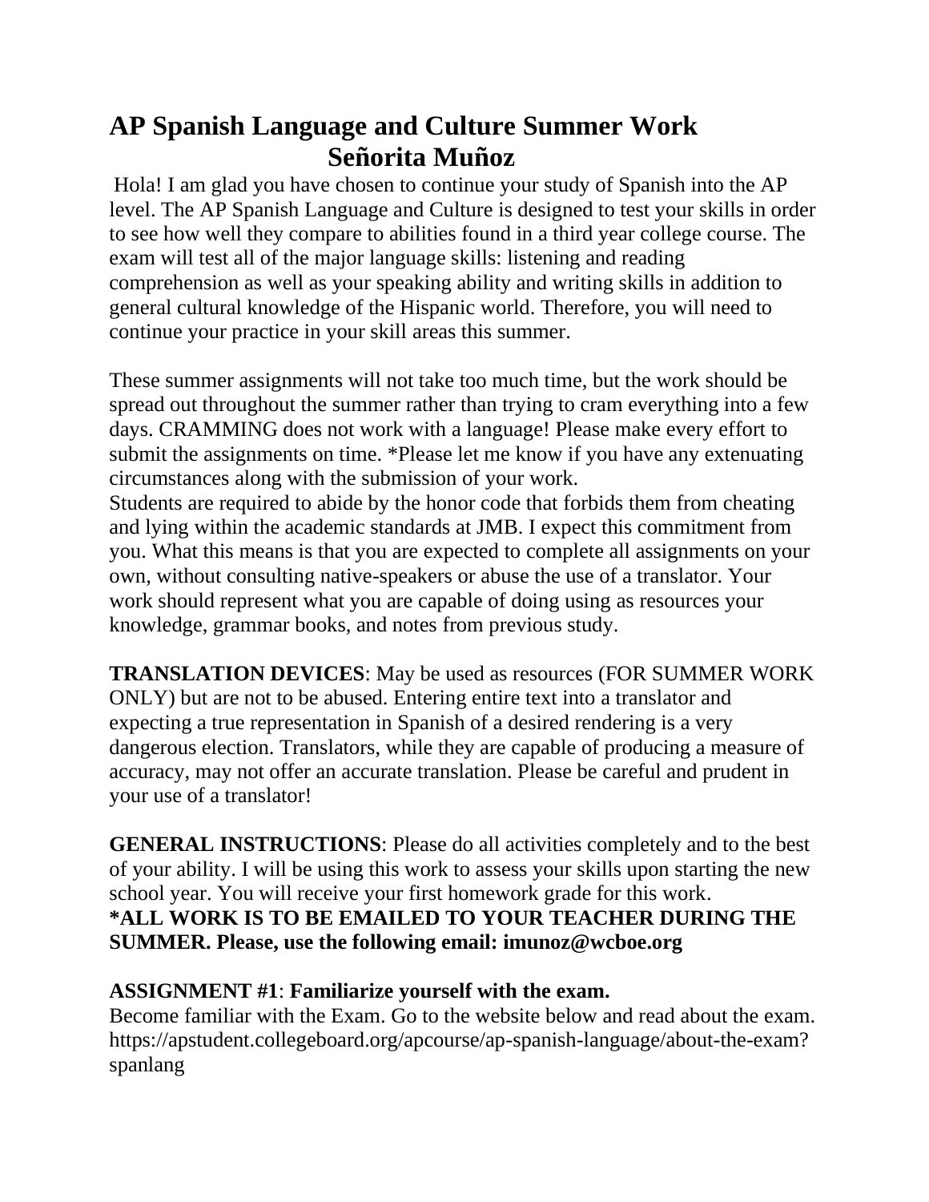# AP Spanish Language and Culture Summer Work
## Señorita Muñoz

Hola! I am glad you have chosen to continue your study of Spanish into the AP level. The AP Spanish Language and Culture is designed to test your skills in order to see how well they compare to abilities found in a third year college course. The exam will test all of the major language skills: listening and reading comprehension as well as your speaking ability and writing skills in addition to general cultural knowledge of the Hispanic world. Therefore, you will need to continue your practice in your skill areas this summer.

These summer assignments will not take too much time, but the work should be spread out throughout the summer rather than trying to cram everything into a few days. CRAMMING does not work with a language! Please make every effort to submit the assignments on time. *Please let me know if you have any extenuating circumstances along with the submission of your work.
Students are required to abide by the honor code that forbids them from cheating and lying within the academic standards at JMB. I expect this commitment from you. What this means is that you are expected to complete all assignments on your own, without consulting native-speakers or abuse the use of a translator. Your work should represent what you are capable of doing using as resources your knowledge, grammar books, and notes from previous study.

**TRANSLATION DEVICES**: May be used as resources (FOR SUMMER WORK ONLY) but are not to be abused. Entering entire text into a translator and expecting a true representation in Spanish of a desired rendering is a very dangerous election. Translators, while they are capable of producing a measure of accuracy, may not offer an accurate translation. Please be careful and prudent in your use of a translator!

**GENERAL INSTRUCTIONS**: Please do all activities completely and to the best of your ability. I will be using this work to assess your skills upon starting the new school year. You will receive your first homework grade for this work.
**\*ALL WORK IS TO BE EMAILED TO YOUR TEACHER DURING THE SUMMER. Please, use the following email: imunoz@wcboe.org**

**ASSIGNMENT #1**: **Familiarize yourself with the exam.**
Become familiar with the Exam. Go to the website below and read about the exam. https://apstudent.collegeboard.org/apcourse/ap-spanish-language/about-the-exam?spanlang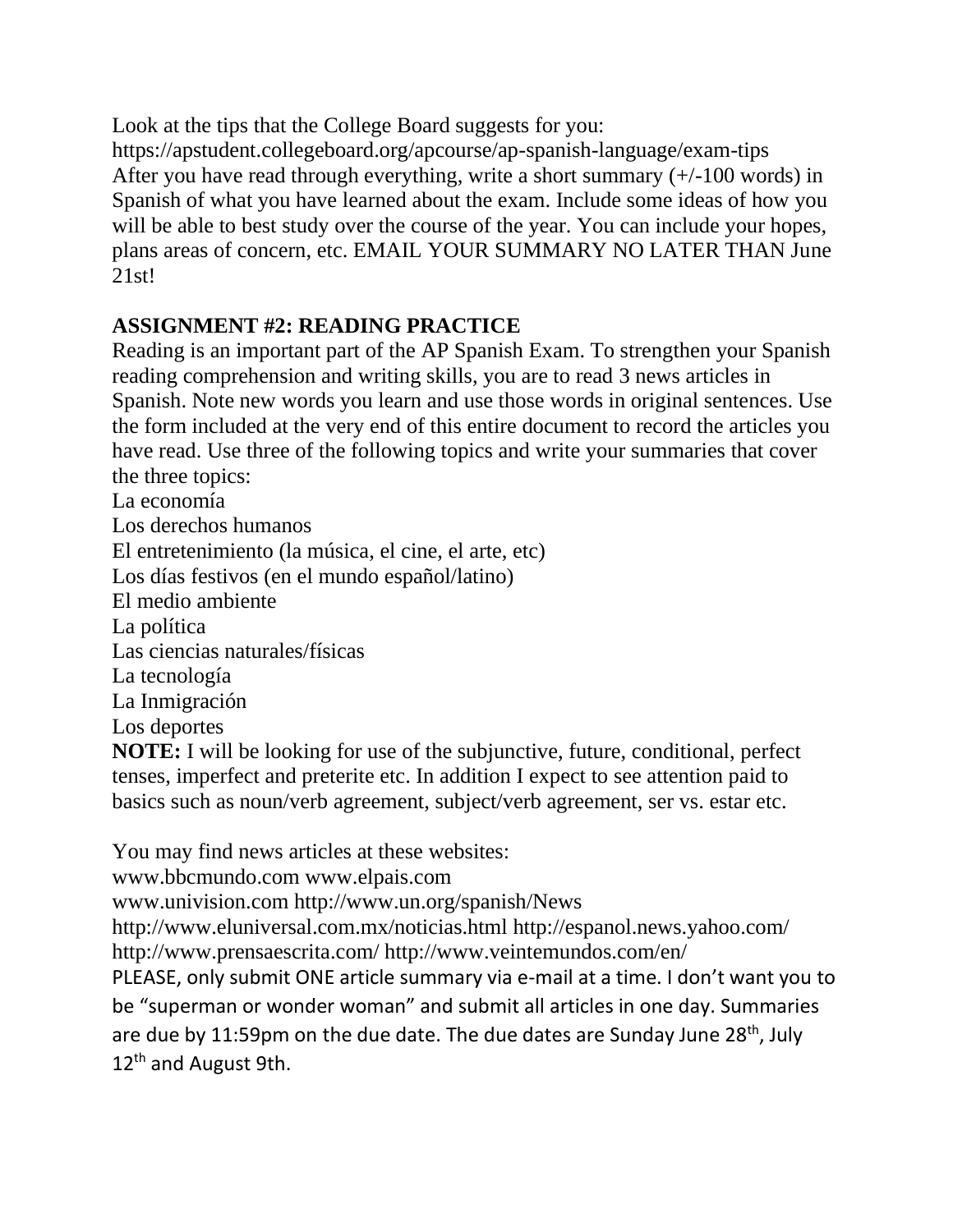Look at the tips that the College Board suggests for you:
https://apstudent.collegeboard.org/apcourse/ap-spanish-language/exam-tips
After you have read through everything, write a short summary (+/-100 words) in Spanish of what you have learned about the exam. Include some ideas of how you will be able to best study over the course of the year. You can include your hopes, plans areas of concern, etc. EMAIL YOUR SUMMARY NO LATER THAN June 21st!

**ASSIGNMENT #2: READING PRACTICE**

Reading is an important part of the AP Spanish Exam. To strengthen your Spanish reading comprehension and writing skills, you are to read 3 news articles in Spanish. Note new words you learn and use those words in original sentences. Use the form included at the very end of this entire document to record the articles you have read. Use three of the following topics and write your summaries that cover the three topics:

La economía
Los derechos humanos
El entretenimiento (la música, el cine, el arte, etc)
Los días festivos (en el mundo español/latino)
El medio ambiente
La política
Las ciencias naturales/físicas
La tecnología
La Inmigración
Los deportes

**NOTE:** I will be looking for use of the subjunctive, future, conditional, perfect tenses, imperfect and preterite etc. In addition I expect to see attention paid to basics such as noun/verb agreement, subject/verb agreement, ser vs. estar etc.

You may find news articles at these websites:
www.bbcmundo.com www.elpais.com
www.univision.com http://www.un.org/spanish/News
http://www.eluniversal.com.mx/noticias.html http://espanol.news.yahoo.com/
http://www.prensaescrita.com/ http://www.veintemundos.com/en/

PLEASE, only submit ONE article summary via e-mail at a time. I don't want you to be "superman or wonder woman" and submit all articles in one day. Summaries are due by 11:59pm on the due date. The due dates are Sunday June 28th, July 12th and August 9th.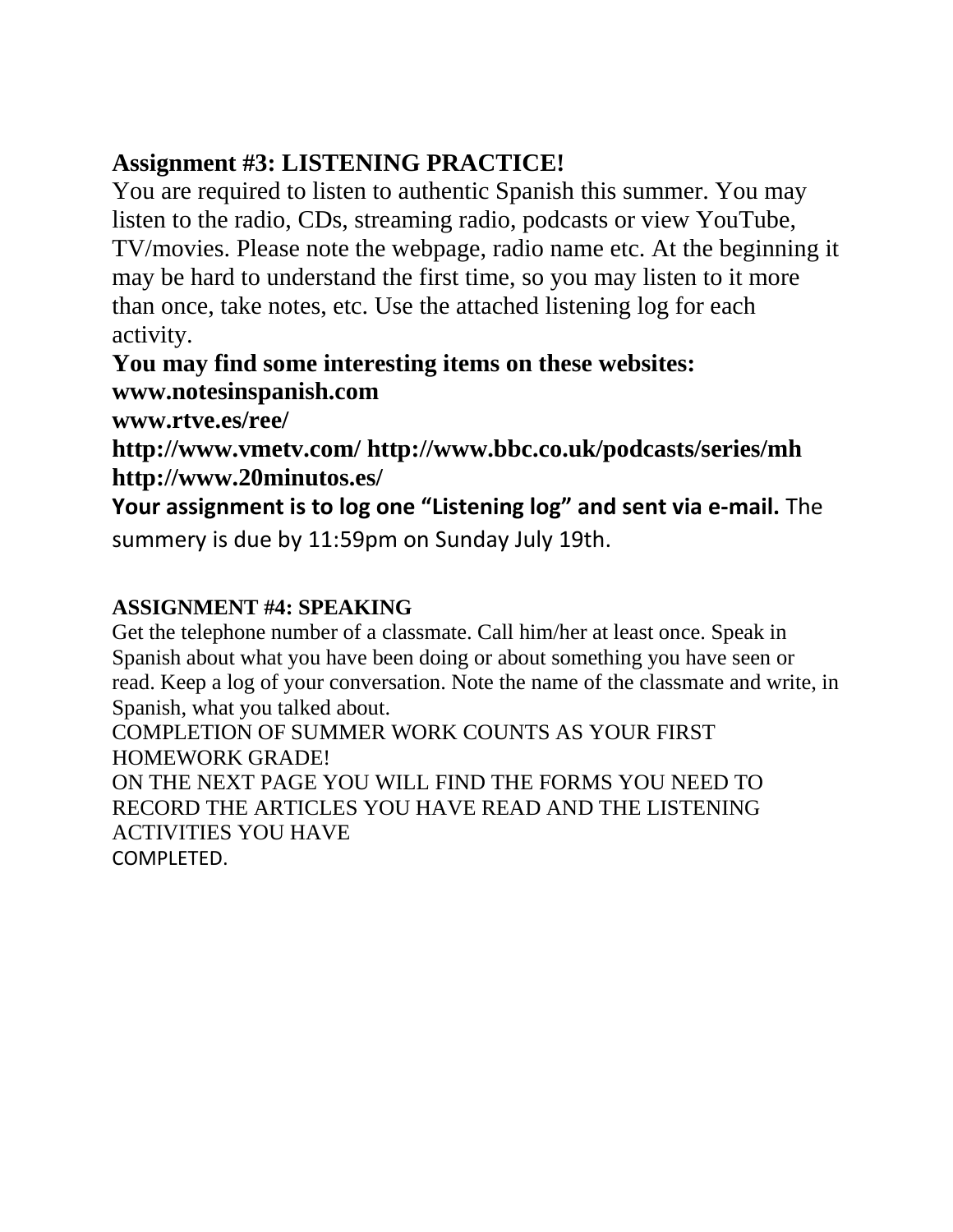## Assignment #3: LISTENING PRACTICE!

You are required to listen to authentic Spanish this summer. You may listen to the radio, CDs, streaming radio, podcasts or view YouTube, TV/movies. Please note the webpage, radio name etc. At the beginning it may be hard to understand the first time, so you may listen to it more than once, take notes, etc. Use the attached listening log for each activity.

**You may find some interesting items on these websites:**
**www.notesinspanish.com**
**www.rtve.es/ree/**
**http://www.vmetv.com/ http://www.bbc.co.uk/podcasts/series/mh**
**http://www.20minutos.es/**

**Your assignment is to log one "Listening log" and sent via e-mail.** The summery is due by 11:59pm on Sunday July 19th.

### ASSIGNMENT #4: SPEAKING

Get the telephone number of a classmate. Call him/her at least once. Speak in Spanish about what you have been doing or about something you have seen or read. Keep a log of your conversation. Note the name of the classmate and write, in Spanish, what you talked about.

COMPLETION OF SUMMER WORK COUNTS AS YOUR FIRST HOMEWORK GRADE!

ON THE NEXT PAGE YOU WILL FIND THE FORMS YOU NEED TO RECORD THE ARTICLES YOU HAVE READ AND THE LISTENING ACTIVITIES YOU HAVE COMPLETED.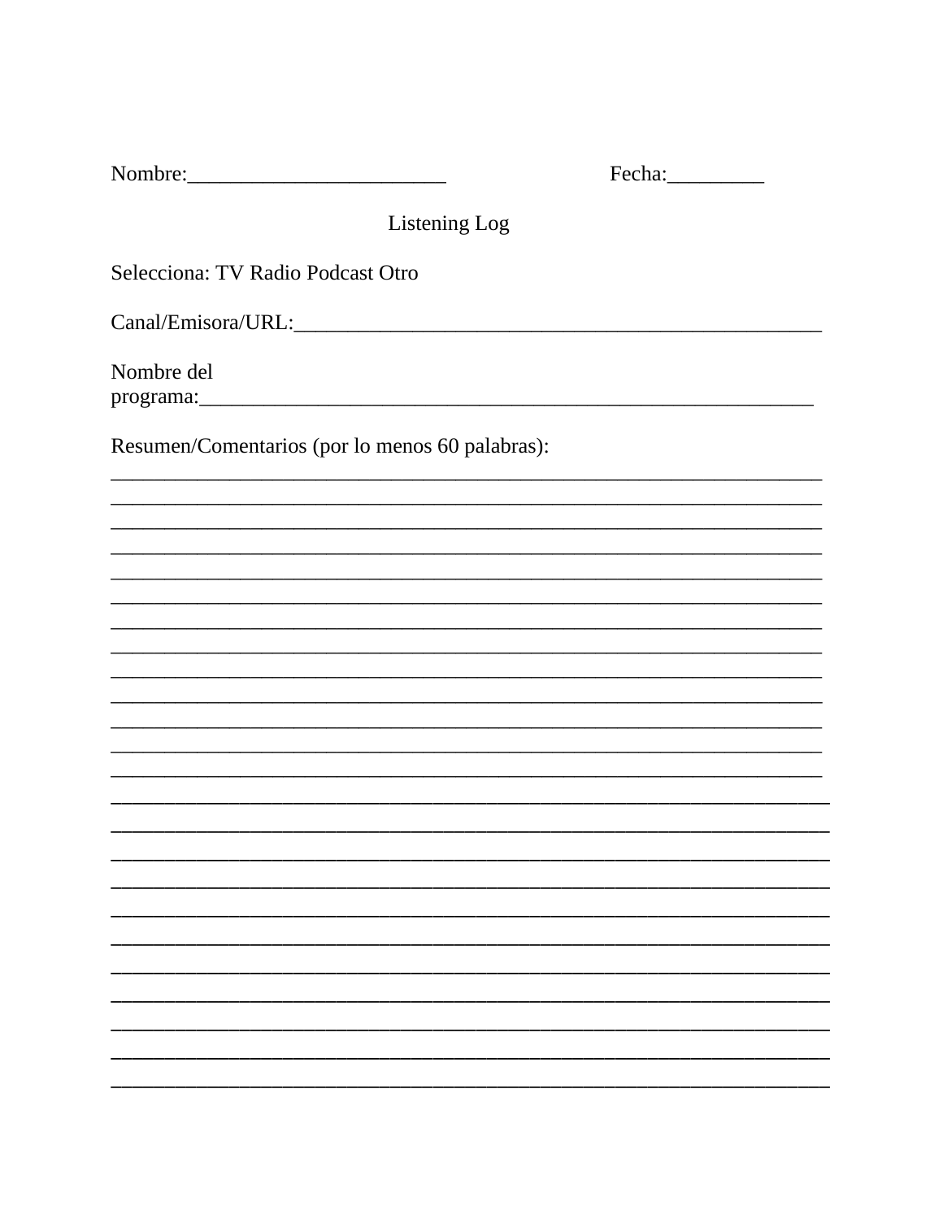Nombre:________________________ Fecha:_________

Listening Log

Selecciona: TV Radio Podcast Otro

Canal/Emisora/URL:___________________________________________________

Nombre del programa:__________________________________________________________

Resumen/Comentarios (por lo menos 60 palabras):

_____________________________________________________________________

_____________________________________________________________________

_____________________________________________________________________

_____________________________________________________________________

_____________________________________________________________________

_____________________________________________________________________

_____________________________________________________________________

_____________________________________________________________________

_____________________________________________________________________

_____________________________________________________________________

_____________________________________________________________________

_____________________________________________________________________

_____________________________________________________________________

_____________________________________________________________________

_____________________________________________________________________

_____________________________________________________________________

_____________________________________________________________________

_____________________________________________________________________

_____________________________________________________________________

_____________________________________________________________________

_____________________________________________________________________

_____________________________________________________________________

_____________________________________________________________________

_____________________________________________________________________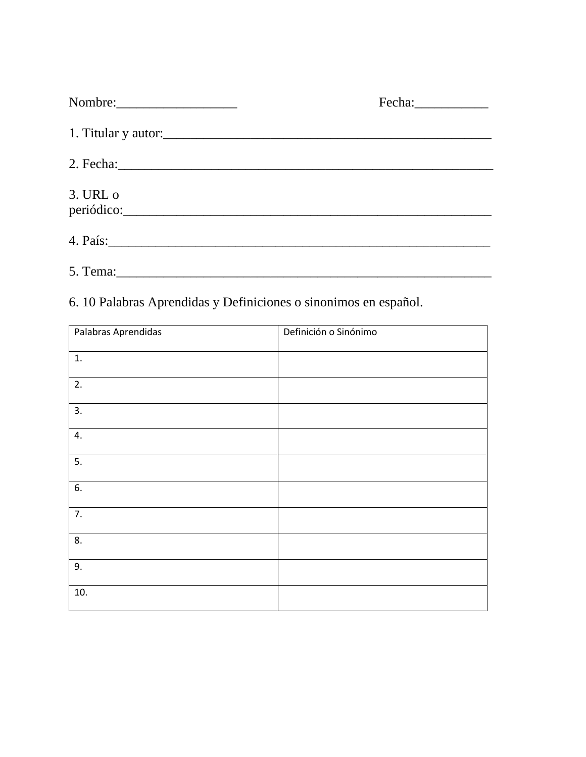Nombre:__________________ Fecha:___________

1. Titular y autor:_________________________________________________

2. Fecha:__________________________________________________________

3. URL o periódico:_________________________________________________

4. País:___________________________________________________________

5. Tema:__________________________________________________________

6. 10 Palabras Aprendidas y Definiciones o sinonimos en español.

| Palabras Aprendidas | Definición o Sinónimo |
| --- | --- |
| 1. | |
| 2. | |
| 3. | |
| 4. | |
| 5. | |
| 6. | |
| 7. | |
| 8. | |
| 9. | |
| 10. | |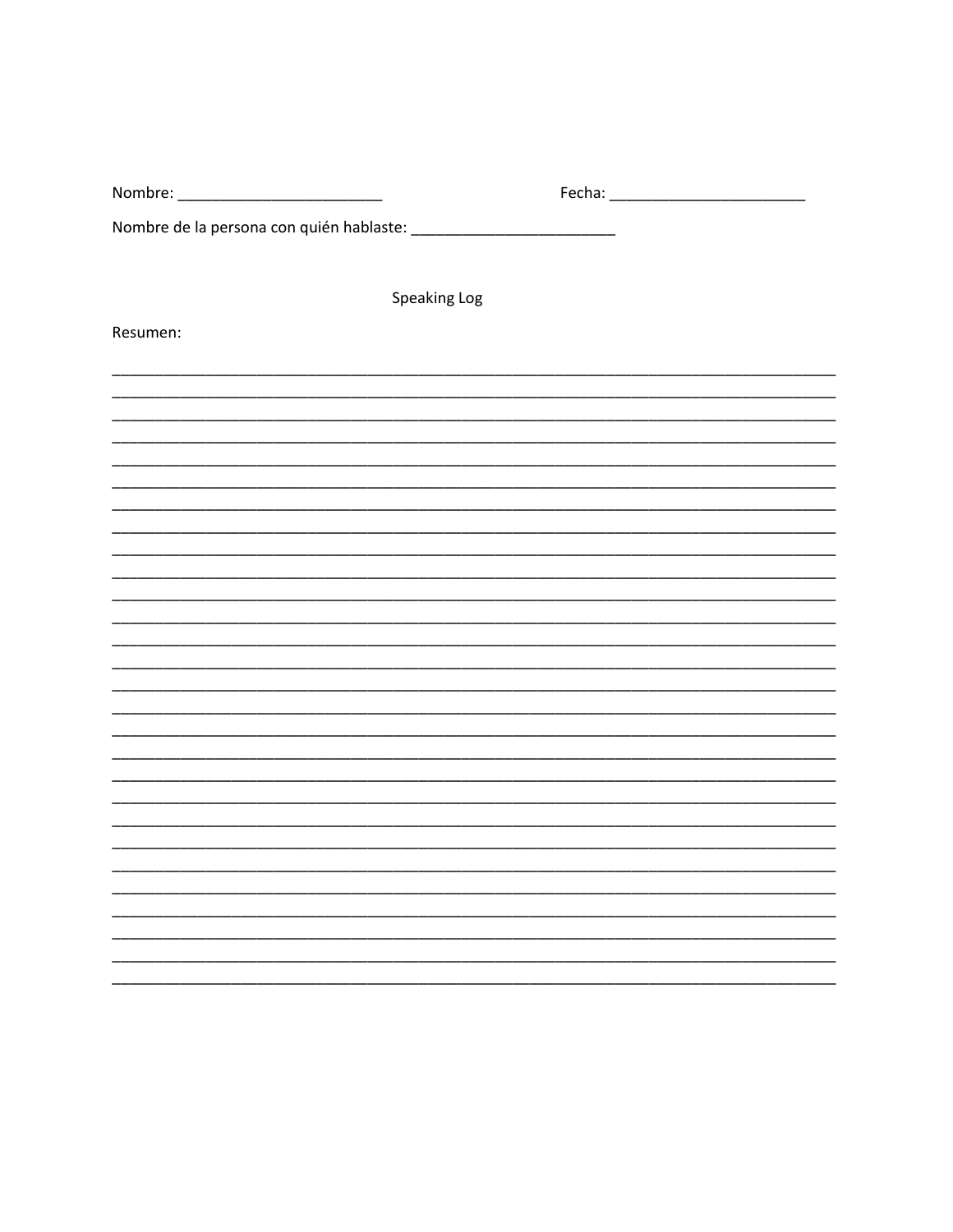Nombre: ________________________ Fecha: _______________________

Nombre de la persona con quién hablaste: ________________________

## Speaking Log

Resumen:

_____________________________________________________________________________________

_____________________________________________________________________________________

_____________________________________________________________________________________

_____________________________________________________________________________________

_____________________________________________________________________________________

_____________________________________________________________________________________

_____________________________________________________________________________________

_____________________________________________________________________________________

_____________________________________________________________________________________

_____________________________________________________________________________________

_____________________________________________________________________________________

_____________________________________________________________________________________

_____________________________________________________________________________________

_____________________________________________________________________________________

_____________________________________________________________________________________

_____________________________________________________________________________________

_____________________________________________________________________________________

_____________________________________________________________________________________

_____________________________________________________________________________________

_____________________________________________________________________________________

_____________________________________________________________________________________

_____________________________________________________________________________________

_____________________________________________________________________________________

_____________________________________________________________________________________

_____________________________________________________________________________________

_____________________________________________________________________________________

_____________________________________________________________________________________

_____________________________________________________________________________________